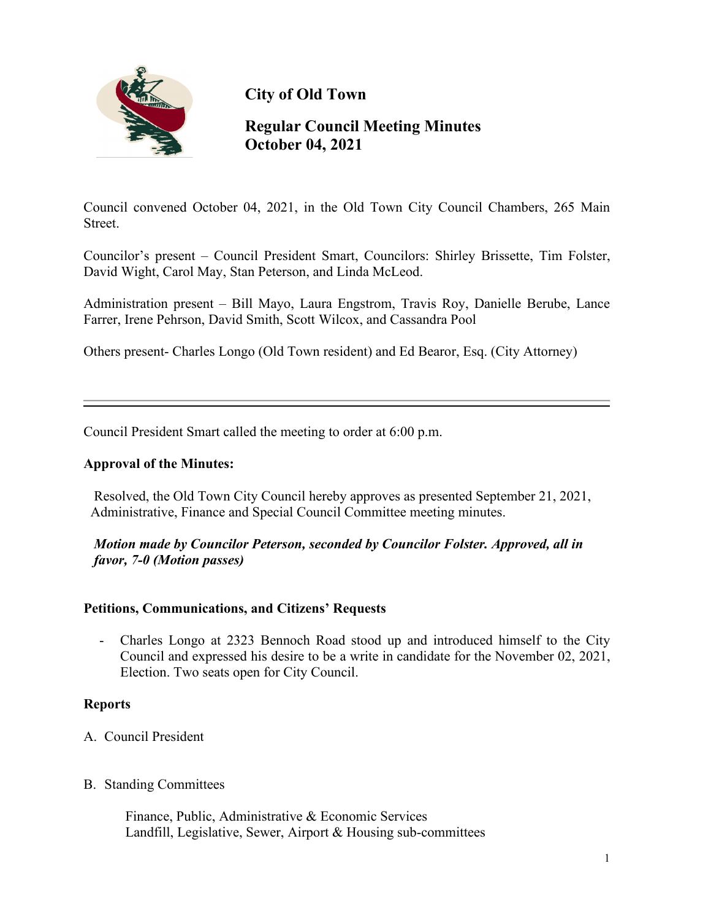# City of Old Town

## Regular Council Meeting Minutes
## October 04, 2021

Council convened October 04, 2021, in the Old Town City Council Chambers, 265 Main Street.

Councilor's present – Council President Smart, Councilors: Shirley Brissette, Tim Folster, David Wight, Carol May, Stan Peterson, and Linda McLeod.

Administration present – Bill Mayo, Laura Engstrom, Travis Roy, Danielle Berube, Lance Farrer, Irene Pehrson, David Smith, Scott Wilcox, and Cassandra Pool

Others present- Charles Longo (Old Town resident) and Ed Bearor, Esq. (City Attorney)

---

Council President Smart called the meeting to order at 6:00 p.m.

**Approval of the Minutes:**

Resolved, the Old Town City Council hereby approves as presented September 21, 2021, Administrative, Finance and Special Council Committee meeting minutes.

***Motion made by Councilor Peterson, seconded by Councilor Folster. Approved, all in favor, 7-0 (Motion passes)***

**Petitions, Communications, and Citizens' Requests**

- Charles Longo at 2323 Bennoch Road stood up and introduced himself to the City Council and expressed his desire to be a write in candidate for the November 02, 2021, Election. Two seats open for City Council.

**Reports**

A. Council President

B. Standing Committees

Finance, Public, Administrative & Economic Services
Landfill, Legislative, Sewer, Airport & Housing sub-committees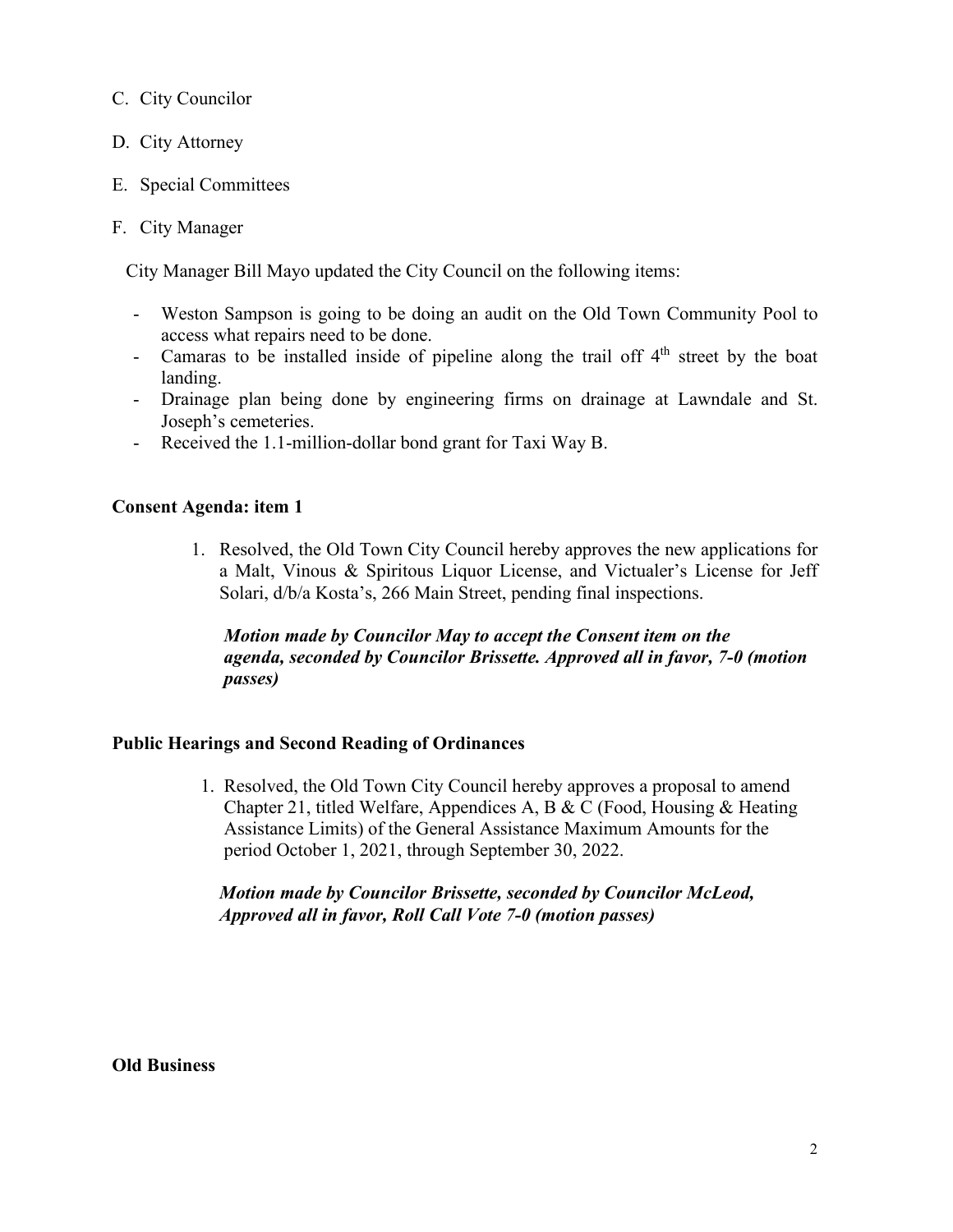C. City Councilor

D. City Attorney

E. Special Committees

F. City Manager

City Manager Bill Mayo updated the City Council on the following items:

- Weston Sampson is going to be doing an audit on the Old Town Community Pool to access what repairs need to be done.
- Camaras to be installed inside of pipeline along the trail off 4th street by the boat landing.
- Drainage plan being done by engineering firms on drainage at Lawndale and St. Joseph's cemeteries.
- Received the 1.1-million-dollar bond grant for Taxi Way B.

**Consent Agenda: item 1**

1. Resolved, the Old Town City Council hereby approves the new applications for a Malt, Vinous & Spiritous Liquor License, and Victualer's License for Jeff Solari, d/b/a Kosta's, 266 Main Street, pending final inspections.

   ***Motion made by Councilor May to accept the Consent item on the agenda, seconded by Councilor Brissette. Approved all in favor, 7-0 (motion passes)***

**Public Hearings and Second Reading of Ordinances**

1. Resolved, the Old Town City Council hereby approves a proposal to amend Chapter 21, titled Welfare, Appendices A, B & C (Food, Housing & Heating Assistance Limits) of the General Assistance Maximum Amounts for the period October 1, 2021, through September 30, 2022.

   ***Motion made by Councilor Brissette, seconded by Councilor McLeod, Approved all in favor, Roll Call Vote 7-0 (motion passes)***

**Old Business**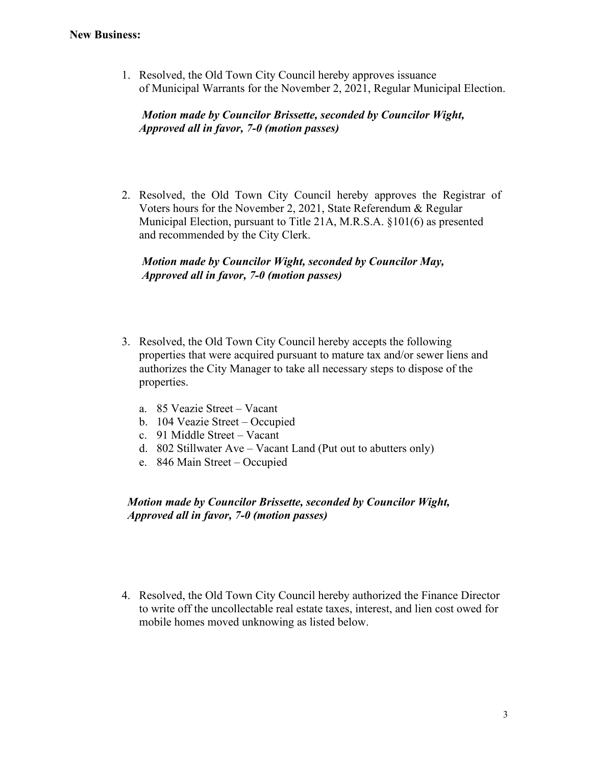**New Business:**

1. Resolved, the Old Town City Council hereby approves issuance of Municipal Warrants for the November 2, 2021, Regular Municipal Election.

   ***Motion made by Councilor Brissette, seconded by Councilor Wight, Approved all in favor, 7-0 (motion passes)***

2. Resolved, the Old Town City Council hereby approves the Registrar of Voters hours for the November 2, 2021, State Referendum & Regular Municipal Election, pursuant to Title 21A, M.R.S.A. §101(6) as presented and recommended by the City Clerk.

   ***Motion made by Councilor Wight, seconded by Councilor May, Approved all in favor, 7-0 (motion passes)***

3. Resolved, the Old Town City Council hereby accepts the following properties that were acquired pursuant to mature tax and/or sewer liens and authorizes the City Manager to take all necessary steps to dispose of the properties.

   a. 85 Veazie Street – Vacant
   b. 104 Veazie Street – Occupied
   c. 91 Middle Street – Vacant
   d. 802 Stillwater Ave – Vacant Land (Put out to abutters only)
   e. 846 Main Street – Occupied

   ***Motion made by Councilor Brissette, seconded by Councilor Wight, Approved all in favor, 7-0 (motion passes)***

4. Resolved, the Old Town City Council hereby authorized the Finance Director to write off the uncollectable real estate taxes, interest, and lien cost owed for mobile homes moved unknowing as listed below.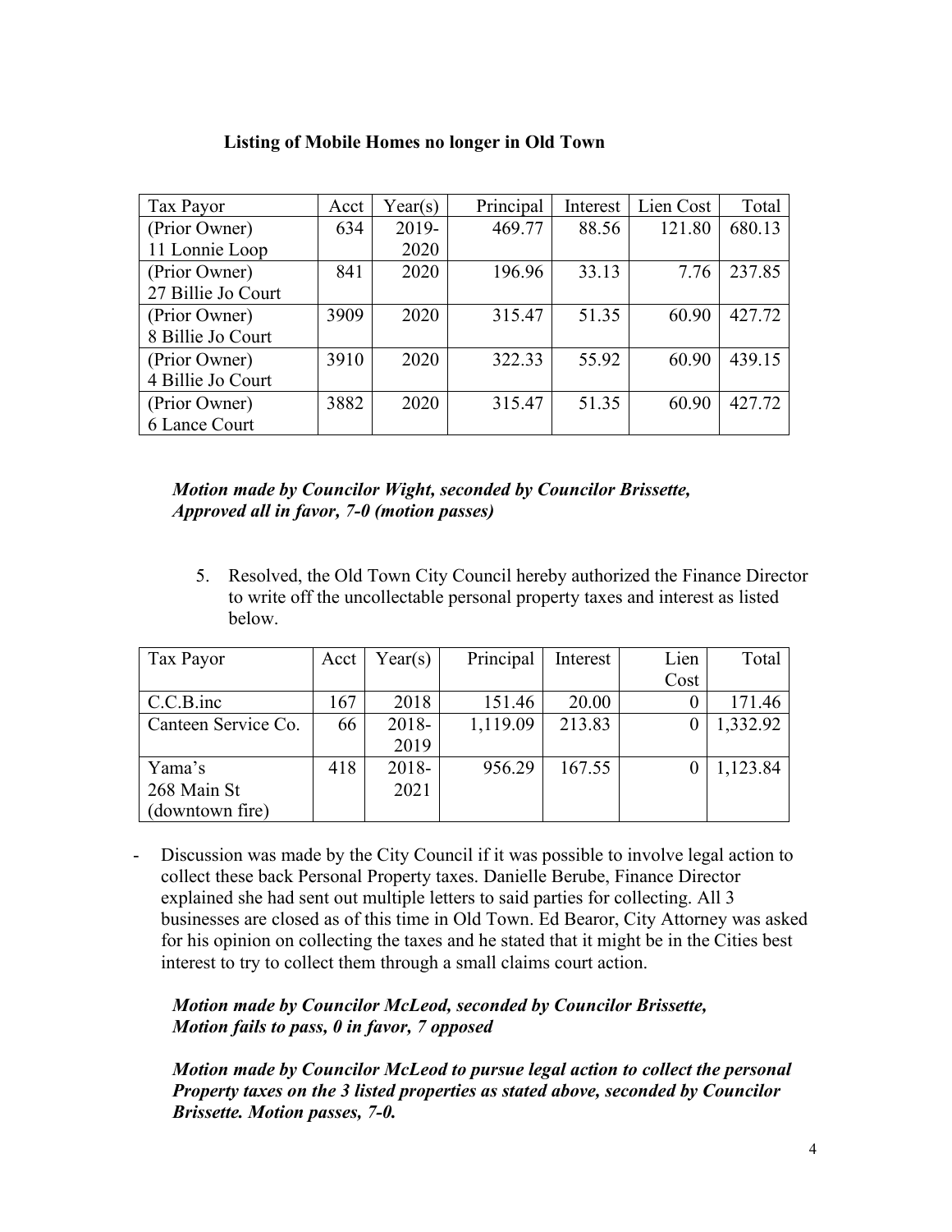**Listing of Mobile Homes no longer in Old Town**

| Tax Payor | Acct | Year(s) | Principal | Interest | Lien Cost | Total |
|---|---|---|---|---|---|---|
| (Prior Owner) 11 Lonnie Loop | 634 | 2019-2020 | 469.77 | 88.56 | 121.80 | 680.13 |
| (Prior Owner) 27 Billie Jo Court | 841 | 2020 | 196.96 | 33.13 | 7.76 | 237.85 |
| (Prior Owner) 8 Billie Jo Court | 3909 | 2020 | 315.47 | 51.35 | 60.90 | 427.72 |
| (Prior Owner) 4 Billie Jo Court | 3910 | 2020 | 322.33 | 55.92 | 60.90 | 439.15 |
| (Prior Owner) 6 Lance Court | 3882 | 2020 | 315.47 | 51.35 | 60.90 | 427.72 |

***Motion made by Councilor Wight, seconded by Councilor Brissette, Approved all in favor, 7-0 (motion passes)***

5. Resolved, the Old Town City Council hereby authorized the Finance Director to write off the uncollectable personal property taxes and interest as listed below.

| Tax Payor | Acct | Year(s) | Principal | Interest | Lien Cost | Total |
|---|---|---|---|---|---|---|
| C.C.B.inc | 167 | 2018 | 151.46 | 20.00 | 0 | 171.46 |
| Canteen Service Co. | 66 | 2018-2019 | 1,119.09 | 213.83 | 0 | 1,332.92 |
| Yama's 268 Main St (downtown fire) | 418 | 2018-2021 | 956.29 | 167.55 | 0 | 1,123.84 |

- Discussion was made by the City Council if it was possible to involve legal action to collect these back Personal Property taxes. Danielle Berube, Finance Director explained she had sent out multiple letters to said parties for collecting. All 3 businesses are closed as of this time in Old Town. Ed Bearor, City Attorney was asked for his opinion on collecting the taxes and he stated that it might be in the Cities best interest to try to collect them through a small claims court action.

***Motion made by Councilor McLeod, seconded by Councilor Brissette, Motion fails to pass, 0 in favor, 7 opposed***

***Motion made by Councilor McLeod to pursue legal action to collect the personal Property taxes on the 3 listed properties as stated above, seconded by Councilor Brissette. Motion passes, 7-0.***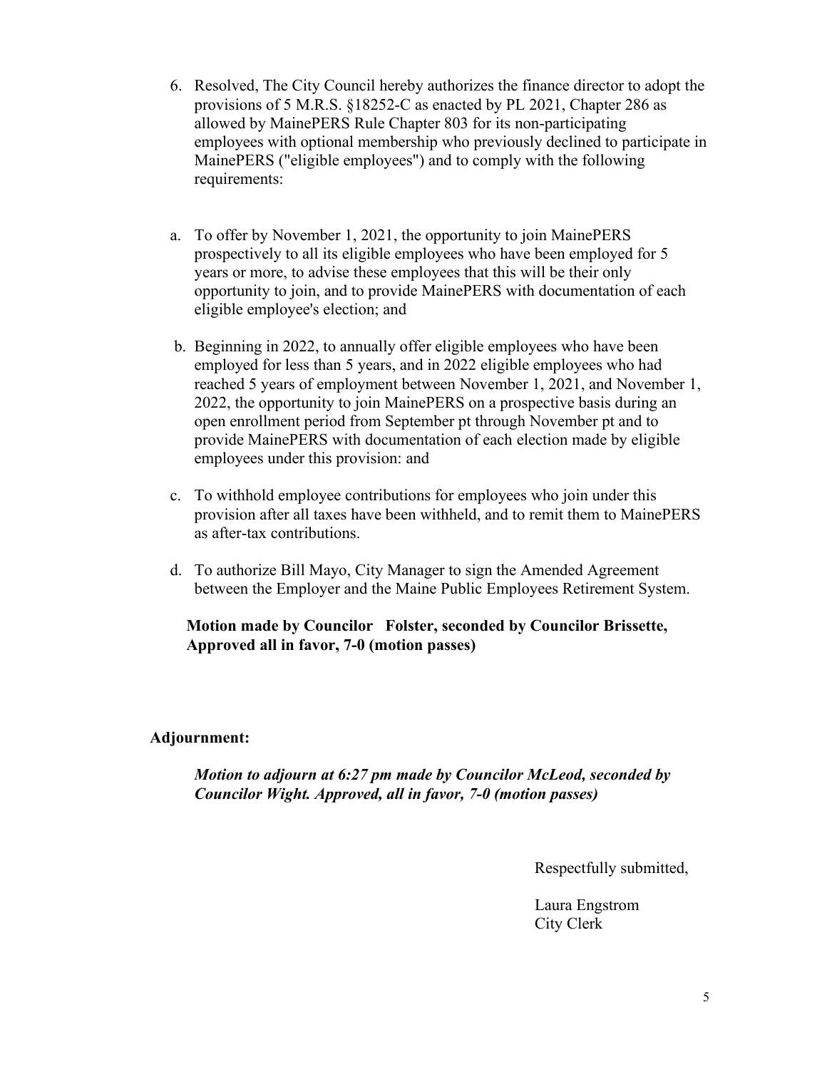6. Resolved, The City Council hereby authorizes the finance director to adopt the provisions of 5 M.R.S. §18252-C as enacted by PL 2021, Chapter 286 as allowed by MainePERS Rule Chapter 803 for its non-participating employees with optional membership who previously declined to participate in MainePERS ("eligible employees") and to comply with the following requirements:

a. To offer by November 1, 2021, the opportunity to join MainePERS prospectively to all its eligible employees who have been employed for 5 years or more, to advise these employees that this will be their only opportunity to join, and to provide MainePERS with documentation of each eligible employee's election; and

b. Beginning in 2022, to annually offer eligible employees who have been employed for less than 5 years, and in 2022 eligible employees who had reached 5 years of employment between November 1, 2021, and November 1, 2022, the opportunity to join MainePERS on a prospective basis during an open enrollment period from September pt through November pt and to provide MainePERS with documentation of each election made by eligible employees under this provision: and

c. To withhold employee contributions for employees who join under this provision after all taxes have been withheld, and to remit them to MainePERS as after-tax contributions.

d. To authorize Bill Mayo, City Manager to sign the Amended Agreement between the Employer and the Maine Public Employees Retirement System.

**Motion made by Councilor Folster, seconded by Councilor Brissette, Approved all in favor, 7-0 (motion passes)**

**Adjournment:**

***Motion to adjourn at 6:27 pm made by Councilor McLeod, seconded by Councilor Wight. Approved, all in favor, 7-0 (motion passes)***

Respectfully submitted,

Laura Engstrom
City Clerk